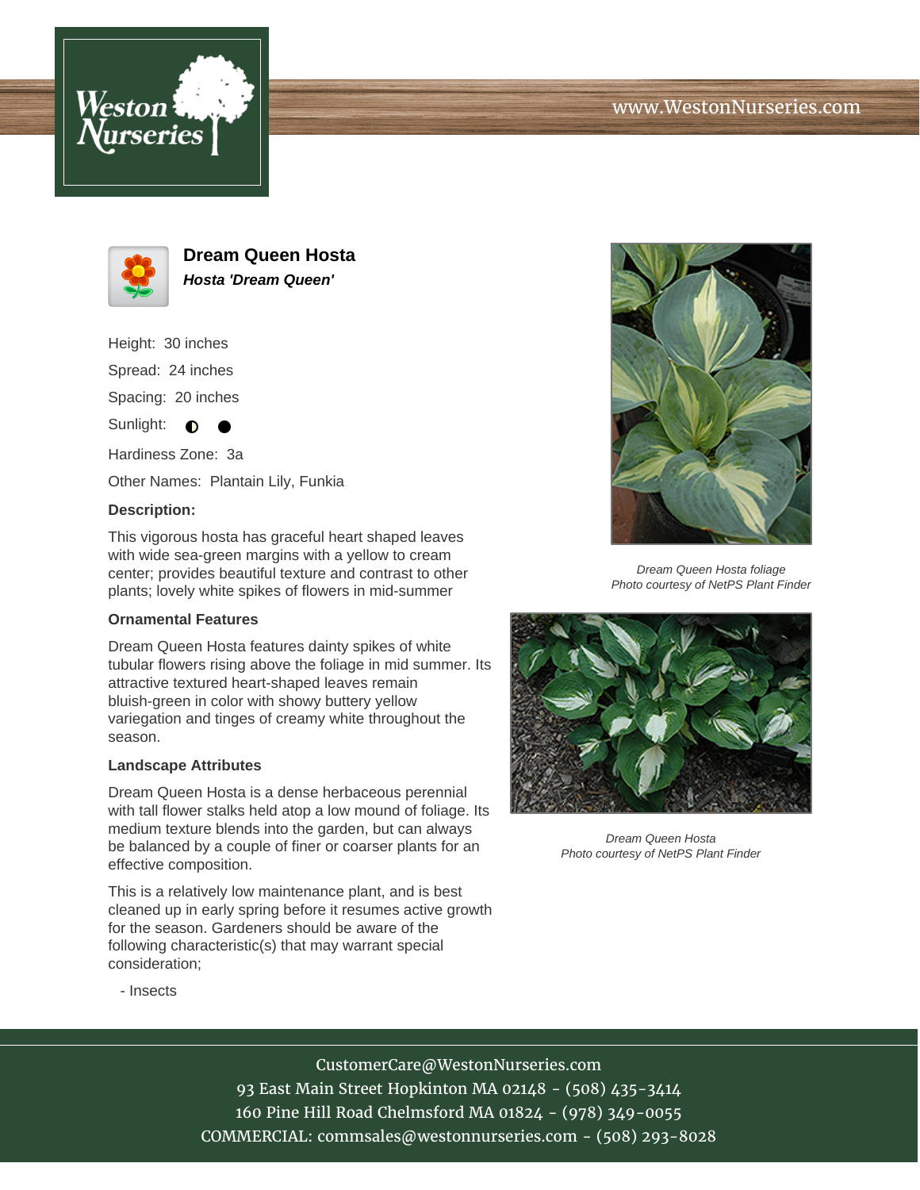Weston Nurseries

www.WestonNurseries.com

## Dream Queen Hosta

***Hosta 'Dream Queen'***

Height: 30 inches

Spread: 24 inches

Spacing: 20 inches

Sunlight: ◐ ●

Hardiness Zone: 3a

Other Names: Plantain Lily, Funkia

### Description:

This vigorous hosta has graceful heart shaped leaves with wide sea-green margins with a yellow to cream center; provides beautiful texture and contrast to other plants; lovely white spikes of flowers in mid-summer

### Ornamental Features

Dream Queen Hosta features dainty spikes of white tubular flowers rising above the foliage in mid summer. Its attractive textured heart-shaped leaves remain bluish-green in color with showy buttery yellow variegation and tinges of creamy white throughout the season.

### Landscape Attributes

Dream Queen Hosta is a dense herbaceous perennial with tall flower stalks held atop a low mound of foliage. Its medium texture blends into the garden, but can always be balanced by a couple of finer or coarser plants for an effective composition.

This is a relatively low maintenance plant, and is best cleaned up in early spring before it resumes active growth for the season. Gardeners should be aware of the following characteristic(s) that may warrant special consideration;

- Insects

*Dream Queen Hosta foliage*
*Photo courtesy of NetPS Plant Finder*

*Dream Queen Hosta*
*Photo courtesy of NetPS Plant Finder*

CustomerCare@WestonNurseries.com
93 East Main Street Hopkinton MA 02148 - (508) 435-3414
160 Pine Hill Road Chelmsford MA 01824 - (978) 349-0055
COMMERCIAL: commsales@westonnurseries.com - (508) 293-8028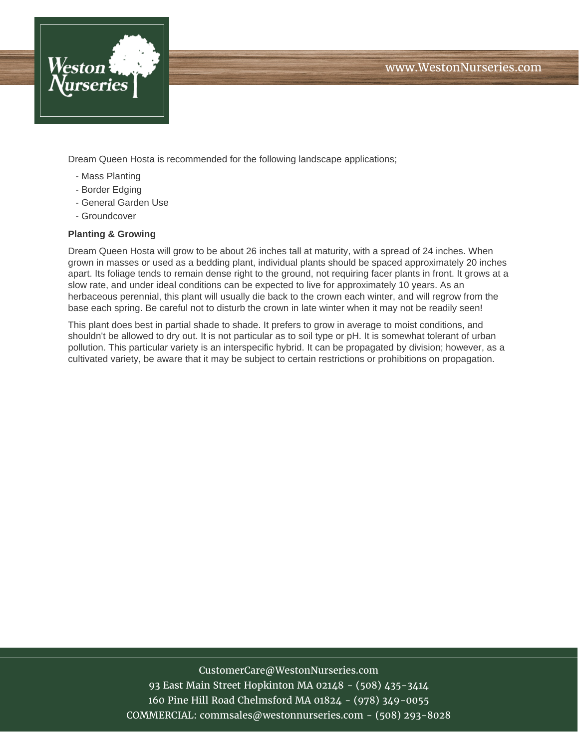Dream Queen Hosta is recommended for the following landscape applications;

- Mass Planting
- Border Edging
- General Garden Use
- Groundcover

**Planting & Growing**

Dream Queen Hosta will grow to be about 26 inches tall at maturity, with a spread of 24 inches. When grown in masses or used as a bedding plant, individual plants should be spaced approximately 20 inches apart. Its foliage tends to remain dense right to the ground, not requiring facer plants in front. It grows at a slow rate, and under ideal conditions can be expected to live for approximately 10 years. As an herbaceous perennial, this plant will usually die back to the crown each winter, and will regrow from the base each spring. Be careful not to disturb the crown in late winter when it may not be readily seen!

This plant does best in partial shade to shade. It prefers to grow in average to moist conditions, and shouldn't be allowed to dry out. It is not particular as to soil type or pH. It is somewhat tolerant of urban pollution. This particular variety is an interspecific hybrid. It can be propagated by division; however, as a cultivated variety, be aware that it may be subject to certain restrictions or prohibitions on propagation.